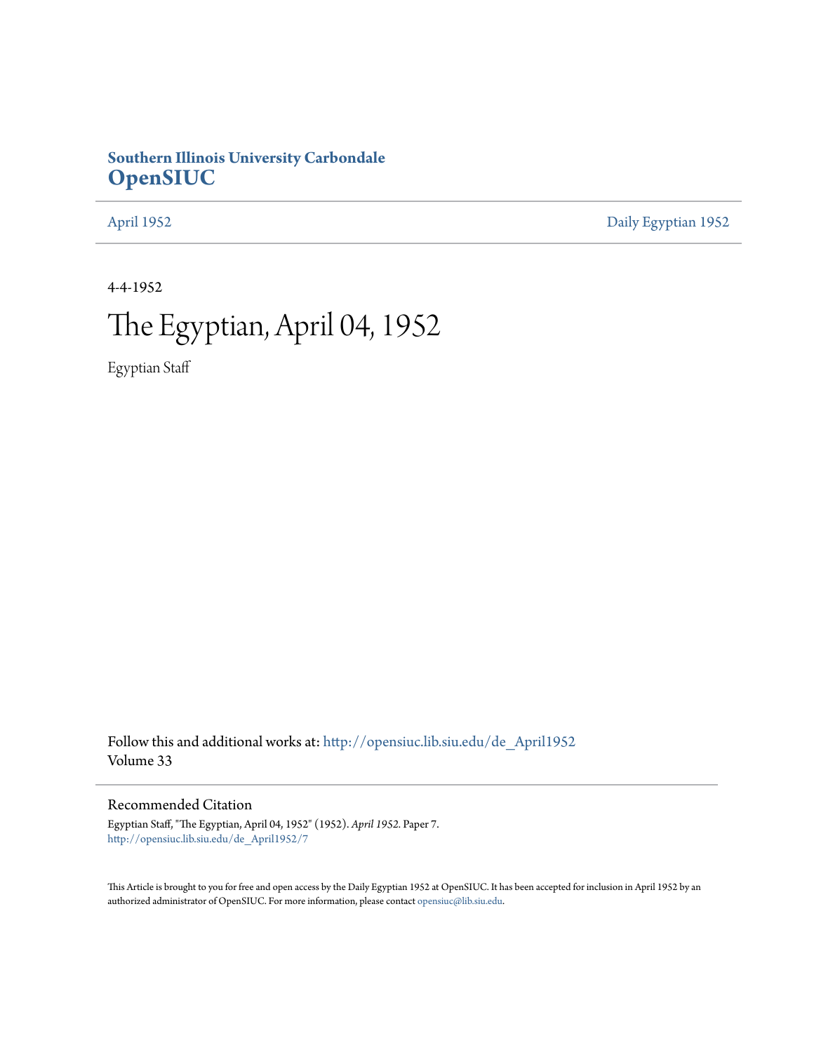**Southern Illinois University Carbondale**
**OpenSIUC**

April 1952 | Daily Egyptian 1952

4-4-1952

# The Egyptian, April 04, 1952

Egyptian Staff

Follow this and additional works at: http://opensiuc.lib.siu.edu/de_April1952
Volume 33

## Recommended Citation

Egyptian Staff, "The Egyptian, April 04, 1952" (1952). *April 1952.* Paper 7.
http://opensiuc.lib.siu.edu/de_April1952/7

This Article is brought to you for free and open access by the Daily Egyptian 1952 at OpenSIUC. It has been accepted for inclusion in April 1952 by an authorized administrator of OpenSIUC. For more information, please contact opensiuc@lib.siu.edu.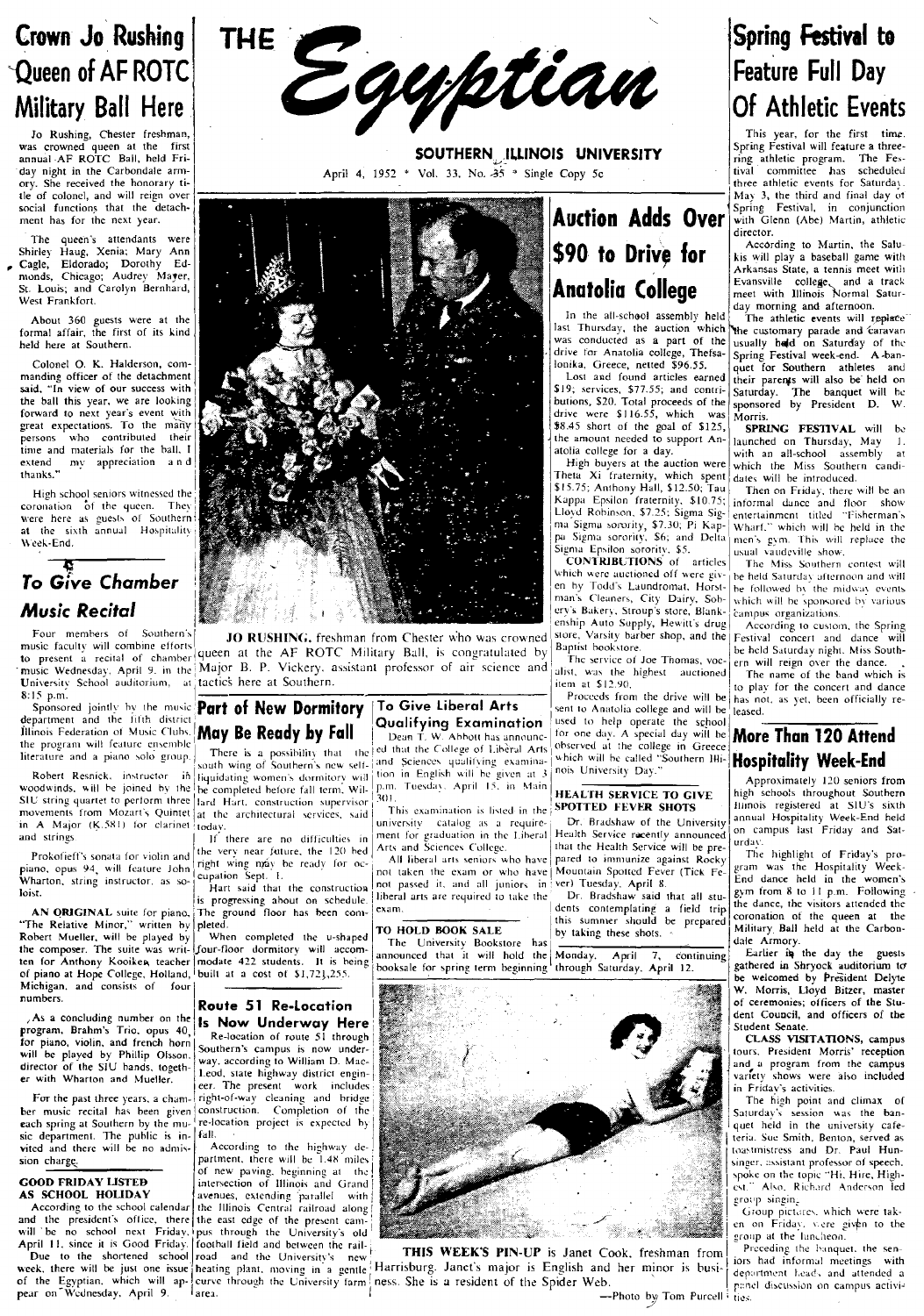# The Egyptian

SOUTHERN ILLINOIS UNIVERSITY

April 4, 1952 * Vol. 33, No. 35 * Single Copy 5c

## Crown Jo Rushing Queen of AF ROTC Military Ball Here

Jo Rushing, Chester freshman, was crowned queen at the first annual AF ROTC Ball, held Friday night in the Carbondale armory. She received the honorary title of colonel, and will reign over social functions that the detachment has for the next year.

The queen's attendants were Shirley Haug, Xenia; Mary Ann Cagle, Eldorado; Dorothy Edmonds, Chicago; Audrey Mayer, St. Louis; and Carolyn Bernhard, West Frankfort.

About 360 guests were at the formal affair, the first of its kind held here at Southern.

Colonel O. K. Halderson, commanding officer of the detachment said, "In view of our success with the ball this year, we are looking forward to next year's event with great expectations. To the many persons who contributed their time and materials for the ball, I extend my appreciation and thanks."

High school seniors witnessed the coronation of the queen. They were here as guests of Southern at the sixth annual Hospitality Week-End.

## To Give Chamber Music Recital

Four members of Southern's music faculty will combine efforts to present a recital of chamber music Wednesday, April 9, in the University School auditorium, at 8:15 p.m.

Sponsored jointly by the music department and the fifth district Illinois Federation of Music Clubs, the program will feature ensemble literature and a piano solo group.

Robert Resnick, instructor in woodwinds, will be joined by the SIU string quartet to perform three movements from Mozart's Quintet in A Major (K.581) for clarinet and strings.

Prokofieff's sonata for violin and piano, opus 94, will feature John Wharton, string instructor, as soloist.

**AN ORIGINAL** suite for piano, "The Relative Minor," written by Robert Mueller, will be played by the composer. The suite was written for Anthony Kooiker, teacher of piano at Hope College, Holland, Michigan, and consists of four numbers.

As a concluding number on the program, Brahm's Trio, opus 40, for piano, violin, and french horn will be played by Phillip Olsson, director of the SIU bands, together with Wharton and Mueller.

For the past three years, a chamber music recital has been given each spring at Southern by the music department. The public is invited and there will be no admission charge.

### GOOD FRIDAY LISTED AS SCHOOL HOLIDAY

According to the school calendar and the president's office, there will be no school next Friday, April 11, since it is Good Friday.

Due to the shortened school week, there will be just one issue of the Egyptian, which will appear on Wednesday, April 9.

**JO RUSHING**, freshman from Chester who was crowned queen at the AF ROTC Military Ball, is congratulated by Major B. P. Vickery, assistant professor of air science and tactics here at Southern.

## Part of New Dormitory May Be Ready by Fall

There is a possibility that the south wing of Southern's new self-liquidating women's dormitory will be completed before fall term, Willard Hart, construction supervisor at the architectural services, said today.

If there are no difficulties in the very near future, the 120 bed right wing may be ready for occupation Sept. 1.

Hart said that the construction is progressing about on schedule. The ground floor has been completed.

When completed the u-shaped four-floor dormitory will accommodate 422 students. It is being built at a cost of $1,723,255.

## Route 51 Re-Location Is Now Underway Here

Re-location of route 51 through Southern's campus is now underway, according to William D. MacLeod, state highway district engineer. The present work includes right-of-way cleaning and bridge construction. Completion of the re-location project is expected by fall.

According to the highway department, there will be 1.48 miles of new paving, beginning at the intersection of Illinois and Grand avenues, extending parallel with the Illinois Central railroad along the east edge of the present campus through the University's old football field and between the railroad and the University's new heating plant, moving in a gentle curve through the University farm area.

## To Give Liberal Arts Qualifying Examination

Dean T. W. Abbott has announced that the College of Liberal Arts and Sciences qualifying examination in English will be given at 3 p.m. Tuesday, April 15, in Main 301.

This examination is listed in the university catalog as a requirement for graduation in the Liberal Arts and Sciences College.

All liberal arts seniors who have not taken the exam or who have not passed it, and all juniors in liberal arts are required to take the exam.

### TO HOLD BOOK SALE

The University Bookstore has announced that it will hold the booksale for spring term beginning Monday, April 7, continuing through Saturday, April 12.

**THIS WEEK'S PIN-UP** is Janet Cook, freshman from Harrisburg. Janet's major is English and her minor is business. She is a resident of the Spider Web.

—Photo by Tom Purcell

## Auction Adds Over $90 to Drive for Anatolia College

In the all-school assembly held last Thursday, the auction which was conducted as a part of the drive for Anatolia college, Thessalonika, Greece, netted $96.55.

Lost and found articles earned $19; services, $77.55; and contributions, $20. Total proceeds of the drive were $116.55, which was $8.45 short of the goal of $125, the amount needed to support Anatolia college for a day.

High buyers at the auction were Theta Xi fraternity, which spent $15.75; Anthony Hall, $12.50; Tau Kappa Epsilon fraternity, $10.75; Lloyd Robinson, $7.25; Sigma Sigma Sigma sorority, $7.30; Pi Kappa Sigma sorority, $6; and Delta Sigma Epsilon sorority, $5.

**CONTRIBUTIONS** of articles which were auctioned off were given by Todd's Laundromat, Horstman's Cleaners, City Dairy, Sobery's Bakery, Stroup's store, Blankenship Auto Supply, Hewitt's drug store, Varsity barber shop, and the Baptist bookstore.

The service of Joe Thomas, vocalist, was the highest auctioned item at $12.90.

Proceeds from the drive will be sent to Anatolia college and will be used to help operate the school for one day. A special day will be observed at the college in Greece which will be called "Southern Illinois University Day."

### HEALTH SERVICE TO GIVE SPOTTED FEVER SHOTS

Dr. Bradshaw of the University Health Service recently announced that the Health Service will be prepared to immunize against Rocky Mountain Spotted Fever (Tick Fever) Tuesday, April 8.

Dr. Bradshaw said that all students contemplating a field trip this summer should be prepared by taking these shots.

## Spring Festival to Feature Full Day Of Athletic Events

This year, for the first time, Spring Festival will feature a three-ring athletic program. The Festival committee has scheduled three athletic events for Saturday, May 3, the third and final day of Spring Festival, in conjunction with Glenn (Abe) Martin, athletic director.

According to Martin, the Salukis will play a baseball game with Arkansas State, a tennis meet with Evansville college, and a track meet with Illinois Normal Saturday morning and afternoon.

The athletic events will replace the customary parade and caravan usually held on Saturday of the Spring Festival week-end. A banquet for Southern athletes and their parents will also be held on Saturday. The banquet will be sponsored by President D. W. Morris.

**SPRING FESTIVAL** will be launched on Thursday, May 1, with an all-school assembly at which the Miss Southern candidates will be introduced.

Then on Friday, there will be an informal dance and floor show entertainment titled "Fisherman's Wharf," which will be held in the men's gym. This will replace the usual vaudeville show.

The Miss Southern contest will be held Saturday afternoon and will be followed by the midway events which will be sponsored by various campus organizations.

According to custom, the Spring Festival concert and dance will be held Saturday night. Miss Southern will reign over the dance.

The name of the band which is to play for the concert and dance has not, as yet, been officially released.

## More Than 120 Attend Hospitality Week-End

Approximately 120 seniors from high schools throughout Southern Illinois registered at SIU's sixth annual Hospitality Week-End held on campus last Friday and Saturday.

The highlight of Friday's program was the Hospitality Week-End dance held in the women's gym from 8 to 11 p.m. Following the dance, the visitors attended the coronation of the queen at the Military Ball held at the Carbondale Armory.

Earlier in the day the guests gathered in Shryock auditorium to be welcomed by President Delyte W. Morris, Lloyd Bitzer, master of ceremonies; officers of the Student Council, and officers of the Student Senate.

**CLASS VISITATIONS**, campus tours, President Morris' reception and a program from the campus variety shows were also included in Friday's activities.

The high point and climax of Saturday's session was the banquet held in the university cafeteria. Sue Smith, Benton, served as toastmistress and Dr. Paul Hunsinger, assistant professor of speech, spoke on the topic "Hi, Hire, Highest." Also, Richard Anderson led group singing.

Group pictures, which were taken on Friday, were given to the group at the luncheon.

Preceding the banquet, the seniors had informal meetings with department heads and attended a panel discussion on campus activities.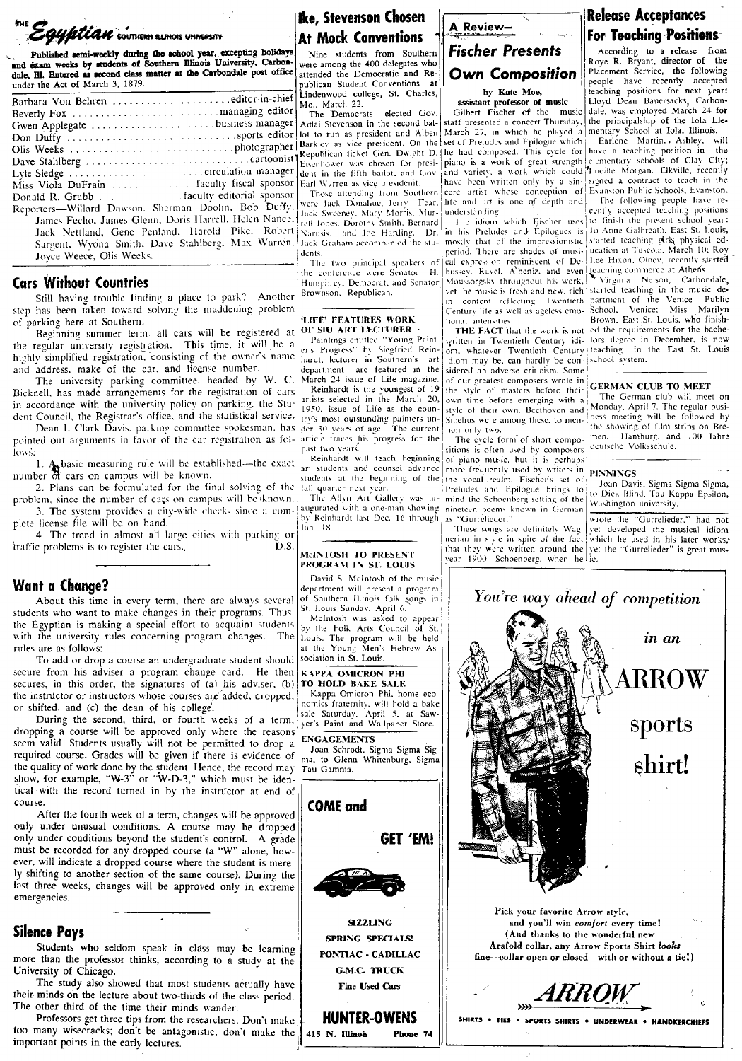# THE Egyptian SOUTHERN ILLINOIS UNIVERSITY

Published semi-weekly during the school year, excepting holidays and exam weeks by students of Southern Illinois University, Carbondale, Ill. Entered as second class matter at the Carbondale post office under the Act of March 3, 1879.

Barbara Von Behren ............ editor-in-chief
Beverly Fox ............ managing editor
Gwen Applegate ............ business manager
Don Duffy ............ sports editor
Olis Weeks ............ photographer
Dave Stahlberg ............ cartoonist
Lyle Sledge ............ circulation manager
Miss Viola DuFrain ............ faculty fiscal sponsor
Donald R. Grubb ............ faculty editorial sponsor
Reporters—Willard Dawson, Sherman Doolin, Bob Duffy, James Fecho, James Glenn, Doris Harrell, Helen Nance, Jack Nettland, Gene Penland, Harold Pike, Robert Sargent, Wyona Smith, Dave Stahlberg, Max Warren, Joyce Weece, Olis Weeks.

## Cars Without Countries

Still having trouble finding a place to park? Another step has been taken toward solving the maddening problem of parking here at Southern.

Beginning summer term, all cars will be registered at the regular university registration. This time, it will be a highly simplified registration, consisting of the owner's name and address, make of the car, and license number.

The university parking committee, headed by W. C. Bicknell, has made arrangements for the registration of cars in accordance with the university policy on parking, the Student Council, the Registrar's office, and the statistical service.

Dean I. Clark Davis, parking committee spokesman, has pointed out arguments in favor of the car registration as follows:

1. A basic measuring rule will be established—the exact number of cars on campus will be known.
2. Plans can be formulated for the final solving of the problem, since the number of cars on campus will be known.
3. The system provides a city-wide check, since a complete license file will be on hand.
4. The trend in almost all large cities with parking or traffic problems is to register the cars. D.S.

## Want a Change?

About this time in every term, there are always several students who want to make changes in their programs. Thus, the Egyptian is making a special effort to acquaint students with the university rules concerning program changes. The rules are as follows:

To add or drop a course an undergraduate student should secure from his adviser a program change card. He then secures, in this order, the signatures of (a) his adviser, (b) the instructor or instructors whose courses are added, dropped, or shifted, and (c) the dean of his college.

During the second, third, or fourth weeks of a term, dropping a course will be approved only where the reasons seem valid. Students usually will not be permitted to drop a required course. Grades will be given if there is evidence of the quality of work done by the student. Hence, the record may show, for example, "W-3" or "W-D-3," which must be identical with the record turned in by the instructor at end of course.

After the fourth week of a term, changes will be approved only under unusual conditions. A course may be dropped only under conditions beyond the student's control. A grade must be recorded for any dropped course (a "W" alone, however, will indicate a dropped course where the student is merely shifting to another section of the same course). During the last three weeks, changes will be approved only in extreme emergencies.

## Silence Pays

Students who seldom speak in class may be learning more than the professor thinks, according to a study at the University of Chicago.

The study also showed that most students actually have their minds on the lecture about two-thirds of the class period. The other third of the time their minds wander.

Professors get three tips from the researchers: Don't make too many wisecracks; don't be antagonistic; don't make the important points in the early lectures.

## Ike, Stevenson Chosen At Mock Conventions

Nine students from Southern were among the 400 delegates who attended the Democratic and Republican Student Conventions at Lindenwood college, St. Charles, Mo., March 22.

The Democrats elected Gov. Adlai Stevenson in the second ballot to run as president and Alben Barkley as vice president. On the Republican ticket Gen. Dwight D. Eisenhower was chosen for president in the fifth ballot, and Gov. Earl Warren as vice president.

Those attending from Southern were Jack Donahue, Jerry Fear, Jack Sweeney, Mary Morris, Murrell Jones, Dorothy Smith, Bernard Narusis, and Joe Harding. Dr. Jack Graham accompanied the students.

The two principal speakers of the conference were Senator H. Humphrey, Democrat, and Senator Brownson, Republican.

### 'LIFE' FEATURES WORK OF SIU ART LECTURER

Paintings entitled "Young Painter's Progress" by Siegfried Reinhardt, lecturer in Southern's art department are featured in the March 24 issue of Life magazine.

Reinhardt is the youngest of 19 artists selected in the March 20, 1950, issue of Life as the country's most outstanding painters under 30 years of age. The current article traces his progress for the past two years.

Reinhardt will teach beginning art students and counsel advance students at the beginning of the fall quarter next year.

The Allyn Art Gallery was inaugurated with a one-man showing by Reinhardt last Dec. 16 through Jan. 18.

### McINTOSH TO PRESENT PROGRAM IN ST. LOUIS

David S. McIntosh of the music department will present a program of Southern Illinois folk songs in St. Louis Sunday, April 6.

McIntosh was asked to appear by the Folk Arts Council of St. Louis. The program will be held at the Young Men's Hebrew Association in St. Louis.

### KAPPA OMICRON PHI TO HOLD BAKE SALE

Kappa Omicron Phi, home economics fraternity, will hold a bake sale Saturday, April 5, at Sawyer's Paint and Wallpaper Store.

### ENGAGEMENTS

Joan Schrodt, Sigma Sigma Sigma, to Glenn Whitenburg, Sigma Tau Gamma.

## A Review— Fischer Presents Own Composition

by Kate Moe, assistant professor of music

Gilbert Fischer of the music staff presented a concert Thursday, March 27, in which he played a set of Preludes and Epilogue which he had composed. This cycle for piano is a work of great strength and variety, a work which could have been written only by a sincere artist whose conception of life and art is one of depth and understanding.

The idiom which Fischer uses in his Preludes and Epilogues is mostly that of the impressionistic period. There are shades of musical expression reminiscent of Debussy, Ravel, Albeniz, and even Moussorgsky throughout his work, yet the music is fresh and new, rich in content reflecting Twentieth Century life as well as ageless emotional intensities.

THE FACT that the work is not written in Twentieth Century idiom, whatever Twentieth Century idiom may be, can hardly be considered an adverse criticism. Some of our greatest composers wrote in the style of masters before their own time before emerging with a style of their own. Beethoven and Sibelius were among these, to mention only two.

The cycle form of short compositions is often used by composers of piano music, but it is perhaps more frequently used by writers in the vocal realm. Fischer's set of Preludes and Epilogue brings to mind the Schoenberg setting of the nineteen poems known in German as "Gurrelieder."

These songs are definitely Wagnerian in style in spite of the fact that they were written around the year 1900. Schoenberg, when he wrote the "Gurrelieder," had not yet developed the musical idiom which he used in his later works; yet the "Gurrelieder" is great music.

## Release Acceptances For Teaching Positions

According to a release from Roye R. Bryant, director of the Placement Service, the following people have recently accepted teaching positions for next year: Lloyd Dean Bauersacks, Carbondale, was employed March 24 for the principalship of the Iola Elementary School at Iola, Illinois.

Earlene Martin, Ashley, will have a teaching position in the elementary schools of Clay City; Lucille Morgan, Elkville, recently signed a contract to teach in the Evanston Public Schools, Evanston.

The following people have recently accepted teaching positions to finish the present school year: Jo Anne Galbreath, East St. Louis, started teaching girls physical education at Tuscola, March 10; Roy Lee Hixon, Olney, recently started teaching commerce at Athens.

Virginia Nelson, Carbondale, started teaching in the music department of the Venice Public School, Venice; Miss Marilyn Brown, East St. Louis, who finished the requirements for the bachelors degree in December, is now teaching in the East St. Louis school system.

### GERMAN CLUB TO MEET

The German club will meet on Monday, April 7. The regular business meeting will be followed by the showing of film strips on Bremen, Hamburg, and 100 Jahre deutsche Volksschule.

### PINNINGS

Joan Davis, Sigma Sigma Sigma, to Dick Blind, Tau Kappa Epsilon, Washington university.

---

**COME and GET 'EM!**

SIZZLING SPRING SPECIALS!

PONTIAC - CADILLAC

G.M.C. TRUCK

Fine Used Cars

**HUNTER-OWENS**

415 N. Illinois Phone 74

---

*You're way ahead of competition in an* **ARROW sports shirt!**

Pick your favorite Arrow style, and you'll win *comfort* every time! (And thanks to the wonderful new Arafold collar, any Arrow Sports Shirt *looks* fine—collar open or closed—with or without a tie!)

**ARROW**

SHIRTS • TIES • SPORTS SHIRTS • UNDERWEAR • HANDKERCHIEFS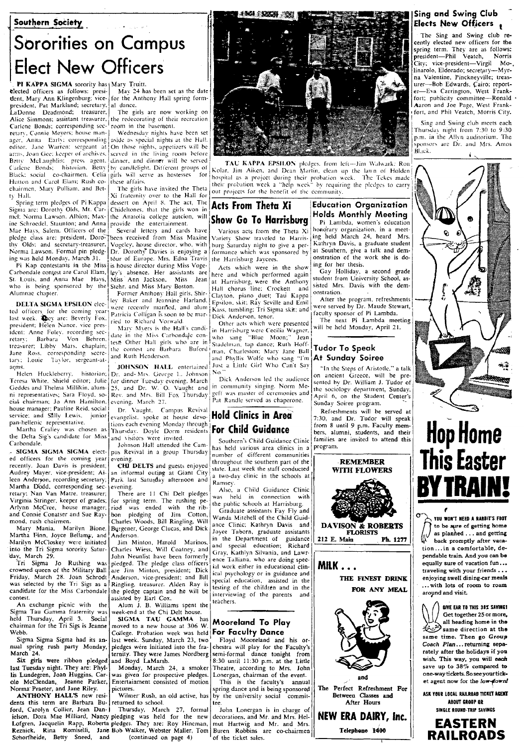Southern Society

# Sororities on Campus Elect New Officers

**PI KAPPA SIGMA** sorority has elected officers as follows: president, Mary Ann Klingenburg; vice-president, Pat Markland; secretary, LaDonne Deadmond; treasurer, Alice Simmons; assistant treasurer, Carlene Bonds; corresponding secretary, Connie Meyers; house manager, Anita Early; corresponding editor, Jane Warren; sergeant at arms, Joan Gee; keeper of archives, Betty McLaughlin; press agent, Carlene Bonds; historian, Betty Black; social co-chairmen, Celia Hutton and Carol Elam; Rush co-chairmen, Mary Pulliam, and Betty Hall.

Spring term pledges of Pi Kappa Sigma are: Dorothy Olds, Mt. Carmel; Norma Lawson, Albion; Maxine Schroedel, Staunton; and Anna Mae Hays, Salem. Officers of the pledge class are: president, Dorothy Olds; and secretary-treasurer, Norma Lawson. Formal pin pledging was held Monday, March 31.

Pi Kap contestants in the Miss Carbondale contest are Carol Elam, St. Louis, and Anna Mae Hays, who is being sponsored by the Alumnae chapter.

**DELTA SIGMA EPSILON** elected officers for the coming year last week. They are: Beverly Fox, president; Helen Nance, vice president; Anne Foley, recording secretary; Barbara Von Behren, treasurer; Libby Mars, chaplain; Jane Ross, corresponding secretary; Louie Taylor, sergeant-at-arms.

Helen Huckleberry, historian; Teresa White, Shield editor; Julie Geddes and Thelma Millikin, alumni representatives; Sara Floyd, social chairman; Jo Ann Hamilton, house manager; Pauline Reid, social service; and Sally Lewis, junior pan-hellenic representative.

Martha Cralley was chosen as the Delta Sig's candidate for Miss Carbondale.

**SIGMA SIGMA SIGMA** elected officers for the coming year recently. Joan Davis is president; Audrey Mayer, vice-president; Aileen Anderson, recording secretary; Martha Dodd, corresponding secretary; Nan Van Matre, treasurer; Virginia Stringer, keeper of grades; Arlynn McCree, house manager, and Connie Conatser and Sue Raymond, rush chairmen.

Mary Mania, Marilyn Bione, Martha Finn, Joyce Bellamy, and Marilyn McCloskey were initiated into the Tri Sigma sorority Saturday, March 29.

Tri Sigma Jo Rushing was crowned queen of the Military Ball Friday, March 28. Joan Schrodt was selected by the Tri Sigs as a candidate for the Miss Carbondale contest.

An exchange picnic with the Sigma Tau Gamma fraternity was held Thursday, April 3. Social chairman for the Tri Sigs is Jeanne Webb.

Sigma Sigma Sigma had its annual spring rush party Monday, March 24.

Six girls were ribbon pledged last Tuesday night. They are: Phyllis Lundegren, Joan Huggins, Carole McClendan, Jeanne Parker, Norma Praeter, and Jane Riley.

**ANTHONY HALL'S** new residents this term are Barbara Buford, Carolyn Collier, Jean Danielson, Dora Mae Hilliard, Nancy Lofgren, Jacquelin Rapp, Roberta Reznick, Rina Romiselli, Jane Schorfheide, Betty Sneed, and Mary Truitt.

May 24 has been set as the date for the Anthony Hall spring formal dance.

The girls are now working on the redecorating of their recreation room in the basement.

Wednesday nights have been set aside as special nights at the Hall. On those nights, appetizers will be served in the living room before dinner, and dinner will be served by candlelight. Different groups of girls will serve as hostesses for these affairs.

The girls have invited the Theta Xi fraternity over to the Hall for dessert on April 8. The act, The Chideltones, that the girls won in the Anatolia college auction, will provide the entertainment.

Several letters and cards have been received from Miss Maxine Vogeley, house director, who, with Dr. Dorothy Davies is enjoying a tour of Europe. Mrs. Edna Travis is house director during Miss Vogeley's absence. Her assistants are Miss Ann Jackson, Miss Jean Stehr, and Miss Mary Boston.

Former Anthony Hall girls, Shirley Baker and Jeannine Harland, were recently married, and alum Patricia Colligan is soon to be married to Richard Vorwald.

Mary Myers is the Hall's candidate in the Miss Carbondale contest. Other Hall girls who are in the contest are Barbara Buford and Ruth Henderson.

**JOHNSON HALL** entertained Dr. and Mrs. George L. Johnson for dinner Tuesday evening, March 25, and Dr. W. O. Vaught and Rev. and Mrs. Bill Fox Thursday evening, March 27.

Dr. Vaught, Campus Revival evangelist, spoke at house devotions each evening Monday through Thursday. Doyle Dorm residents and visitors were invited.

Johnson Hall attended the Campus Revival in a group Thursday evening.

**CHI DELTS** and guests enjoyed an informal outing at Giant City Park last Saturday afternoon and evening.

There are 11 Chi Delt pledges for spring term. The rushing period was ended with the ribbon pledging of Jim Cotton, Charles Woods, Bill Ringling, Will Burgener, George Clucas, and Dick Anderson.

Jim Minton, Harold Marinos, Charles Wiess, Will Coatney, and John Neunlist have been formerly pledged. The pledge class officers are Jim Minton, president; Dick Anderson, vice-president; and Bill Ringling, treasurer. Alden Ray is the pledge captain and he will be assisted by Earl Cox.

Alum J. B. Williams spent the week-end at the Chi Delt house.

**SIGMA TAU GAMMA** has moved to a new house at 306 W. College. Probation week was held last week. Sunday, March 23, two pledges were initiated into the fraternity. They were James Nordberg and Boyd LaMarsh.

Monday, March 24, a smoker was given for prospective pledges. Entertainment consisted of motion pictures.

Wilmer Rush, an old active, has returned to school.

Thursday, March 27, formal pledging was held for the new pledges. They are: Roy Hincman, Bob Walker, Webster Maller, Tom (continued on page 4)

**TAU KAPPA EPSILON** pledges, from left—Jim Walwark, Ron Kolar, Jim Aiken, and Dean Martin, clean up the lawn of Holden hospital as a project during their probation week. The Tekes made their probation week a "help week" by requiring the pledges to carry out projects for the benefit of the community.

## Acts From Theta Xi Show Go To Harrisburg

Various acts from the Theta Xi Variety Show traveled to Harrisburg Saturday night to give a performance which was sponsored by the Harrisburg Jaycees.

Acts which were in the show here and which performed again at Harrisburg, were the Anthony Hall chorus line; Crockett and Clayton, piano duet; Tau Kappa Epsilon, skit; Ray Seville and Emil Kass, tumbling; Tri Sigma skit; and Dick Anderson, tenor.

Other acts which were presented in Harrisburg were Cecilia Wagner, who sang "Blue Moon;" Jean Stadelman, tap dance; Ruth Hoffman, Charleston; Mary Jane Bull and Phyllis Wolfe who sang "I'm Just a Little Girl Who Can't Say No."

Dick Anderson led the audience in community singing. Norm Megeff was master of ceremonies and Pat Randle served as chaperone.

## Hold Clinics in Area For Child Guidance

Southern's Child Guidance Clinic has held various area clinics in a number of different communities throughout the southern part of the state. Last week the staff conducted a two-day clinic in the schools at Ramsey.

Also, a Child Guidance Clinic was held in connection with the public schools at Harrisburg.

Graduate assistants Fay Fly and Wanda Mitchell of the Child Guidance Clinic; Kathryn Davis and Joyce Taborn, graduate assistants in the Department of guidance and special education; Richard Gray, Kathlyn Silvania, and Lawrence Talliana, who are doing special work either in educational clinical psychology or in guidance and special education, assisted in the testing of the children and in the interviewing of the parents and teachers.

## Mooreland To Play For Faculty Dance

Floyd Mooreland and his orchestra will play for the Faculty's semi-formal dance tonight from 8:30 until 11:30 p.m. at the Little Theatre, according to Mrs. John Lonergan, chairman of the event.

This is the faculty's annual spring dance and is being sponsored by the university social committee.

John Lonergan is in charge of decorations, and Mr. and Mrs. Helmut Hartwig and Mr. and Mrs. Buren Robbins are co-chairmen of the ticket sales.

## Education Organization Holds Monthly Meeting

Pi Lambda, women's education honorary organization, in a meeting held March 24, heard Mrs. Kathryn Davis, a graduate student at Southern, give a talk and demonstration of the work she is doing for her thesis.

Gay Holliday, a second grade student from University School, assisted Mrs. Davis with the demonstration.

After the program, refreshments were served by Dr. Maude Stewart, faculty sponsor of Pi Lambda.

The next Pi Lambda meeting will be held Monday, April 21.

## Tudor To Speak At Sunday Soiree

"In the Steps of Aristotle," a talk on ancient Greece, will be presented by Dr. William J. Tudor of the sociology department, Sunday, April 6, on the Student Center's Sunday Soiree program.

Refreshments will be served at 7:30, and Dr. Tudor will speak from 8 until 9 p.m. Faculty members, alumni, students, and their families are invited to attend this program.

## Sing and Swing Club Elects New Officers

The Sing and Swing club recently elected new officers for the spring term. They are as follows: president—Phil Veatch, Norris City; vice-president—Virgil Molinarolo, Eldorado; secretary—Myrna Valentine, Pinckneyville; treasurer—Bob Edwards, Cairo; reporter—Eva Carrington, West Frankfort; publicity committee—Ronald Aaron and Joe Page, West Frankfort, and Phil Veatch, Morris City.

Sing and Swing club meets each Thursday night from 7:30 to 9:30 p.m. in the Allyn auditorium. The sponsors are Dr. and Mrs. Amos Black.

REMEMBER WITH FLOWERS

DAVISON & ROBERTS FLORISTS
212 E. Main Ph. 1277

MILK . . .
THE FINEST DRINK FOR ANY MEAL
and
The Perfect Refreshment For Between Classes and After Hours

NEW ERA DAIRY, Inc.
Telephone 1400

# Hop Home This Easter BY TRAIN!

YOU WON'T NEED A RABBIT'S FOOT to be sure of getting home as planned . . . and getting back promptly after vacation . . . in a comfortable, dependable train. And you can be equally sure of vacation fun . . . traveling with your friends . . . enjoying swell dining-car meals . . . with lots of room to roam around and visit.

GIVE EAR TO THIS 38% SAVING! Get together 25 or more, all heading home in the same direction at the same time. Then go *Group Coach Plan* . . . returning separately after the holidays if you wish. This way, you will each save up to 38% compared to one-way tickets. So see your ticket agent now for the low-down!

ASK YOUR LOCAL RAILROAD TICKET AGENT ABOUT GROUP OR SINGLE ROUND-TRIP SAVINGS

EASTERN RAILROADS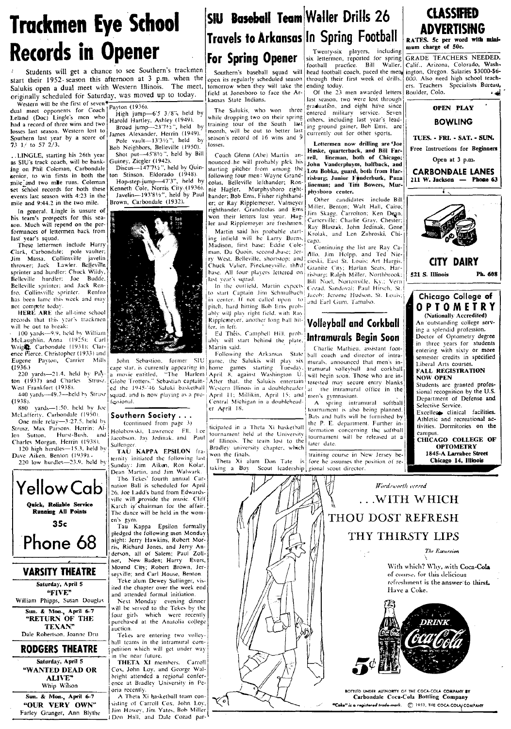# Trackmen Eye School Records in Opener

Students will get a chance to see Southern's trackmen start their 1952 season this afternoon at 3 p.m. when the Salukis open a dual meet with Western Illinois. The meet, originally scheduled for Saturday, was moved up to today.

Western will be the first of seven dual meet opponents for Coach Leland (Doc) Lingle's men who had a record of three wins and two losses last season. Western lost to Southern last year by a score of 73 1/ to 57 2/3.

. . LINGLE, starting his 26th year as SIU's track coach, will be banking on Phil Coleman, Carbondale senior, to win firsts in both the mile and two mile runs. Coleman set school records for both these events last season with 4:23 in the mile and 9:44.2 in the two mile.

In general, Lingle is unsure of his team's prospects for this season. Much will repend on the performances of lettermen back from last year's squad.

These lettermen include Harry Clark, Carbondale; pole vaulter; Jim Massa, Collinsville javelin thrower; Jack Lawler, Belleville sprinter and hurdler; Chuck Wildy, Belleville hurdler; Joe Budde, Belleville sprinter; and Jack Renfro, Collinsville sprinter. Renfro has been lame this week and may not compete today.

**HERE ARE** the all-time school records that this year's trackmen will be out to break:

100 yards—9.9, held by William McLaughlin, Anna (1925); Carl Wright, Carbondale (1931); Clarence Pierce, Christopher (1933) and Eugene Payton, Carrier Mills (1936.)

220 yards—21.4, held by Payton (1937) and Charles Strusz, West Frankfort (1938).

440 yards—49.3—held by Strusz (1938).

880 yards—1:50, held by Joe McLafferty, Carbondale (1950).

One mile relay—3:27.5, held by Strusz, Max Parsons, Herrin; Allen Sutton, Hurst-Bush, and Charles Morgan, Herrin (1938).

120 high hurdles—15.3, held by Dave Aiken, Benton (1939).

220 low hurdles—23.9, held by Payton (1936).

High jump—6'5 3/8", held by Harold Hartley, Ashley (1949).

Broad jump—23'7½", held by James Alexander, Herrin (1949).

Pole vault—13'3½", held by Bob Neighbors, Belleville (1950).

Shot put—45'8½", held by Bill Guiney, Ziegler (1942).

Discus—147'7½", held by Quinton Stinson, Eldorado (1948).

Hop-step-jump—47'3", held by Kenneth Cole, Norris City (1936).

Javelin—193'8½", held by Paul Brown, Carbondale (1932).

John Sebastion, former SIU cage star, is currently appearing in a movie entitled, "The Harlem Globe Trotters." Sebastian captained the 1945-'46 Saluki basketball squad, and is now playing as a professional.

# SIU Baseball Team Travels to Arkansas For Spring Opener

Southern's baseball squad will open its regularly scheduled season tomorrow when they will take the field at Jonesboro to face the Arkansas State Indians.

The Salukis, who won three while dropping two on their spring training tour of the South last month, will be out to better last season's record of 16 wins and 9 losses.

Coach Glenn (Abe) Martin announced he will probably pick his starting pitcher from among the following four men: Wayne Grandcolas, Belleville lefthander; Ronnie Hagler, Murphysboro righthander; Bob Ems, Fisher righthander; or Ray Ripplemeyer, Valmeyer righthander. Grandcolas and Ems won their letters last year. Hagler and Ripplemeyer are freshmen.

Martin said his probable starting infield will be Larry Burns, Madison, first base; Eddie Coleman, Du Quoin, second base; Jerry West, Belleville, shortstop; and Chuck Valier, Pinckneyville, third base. All four players lettered on last year's squad.

In the outfield, Martin expects to start Captain Jim Schmulbach in center. If not called upon to pitch, hard hitting Bob Ems probably will play right field, with Ray Ripplemeyer, another long ball hitter, in left.

Ed Theis, Campbell Hill, probably will start behind the plate, Martin said.

Following the Arkansas State game, the Salukis will play six home games starting Tuesday, April 8, against Washington U. After that, the Salukis entertain Western Illinois in a doubleheader April 11; Millikin, April 15; and Central Michigan in a doubleheader April 18.

# Waller Drills 26 In Spring Football

Twenty-six players, including six lettermen, reported for spring football practice. Bill Waller, head football coach, paced the men through their first week of drills, ending today.

Of the 23 men awarded letters last season, two were lost through graduation, and eight have since entered military service. Seven others, including last year's leading ground gainer, Bob Ems, are currently out for other sports.

**Lettermen now drilling are Joe Huske, quarterback, and Bill Farrell, lineman, both of Chicago; John Vanderpluym, halfback, and Lou Bobka, guard, both from Harrisburg; Junior Funderburk, Pana lineman; and Tim Bowers, Murphysboro center.**

Other candidates include Bill Miller, Benton; Walt Hall, Cairo; Jim Skagg, Carrolton; Ken Dean, Carterville; Charlie Gray, Chester; Ray Blaszak, John Jedinak, Gene Krolak, and Len Zabroski, Chicago.

Continuing the list are Ray Cabillo, Jim Holpp, and Ted Niecieski, East St. Louis; Art Hargis, Granite City; Harlan Seats, Harrisburg; Ralph Miller, Northbrook; Bill Noel, Nortonville, Ky.; Vern Cozad, Sandoval; Paul Hirsch, St. Jacob; Jerome Hudson, St. Louis; and Earl Gum, Tamalso.

# Volleyball and Corkball Intramurals Begin Soon

Charlie Mathieu, assistant football coach and director of intramurals, announced that men's intramural volleyball and corkball will begin soon. Those who are interested may secure entry blanks at the intramural office in the men's gymnasium.

A spring intramural softball tournament is also being planned. Bats and balls will be furnished by the P. E. department. Further information concerning the softball tournament will be released at a later date.

## Southern Society . . .

(continued from page 3)

Holobowski, Lawrence Fil, Lee Jacobson, Jay Jedinak, and Paul Sullenger.

**TAU KAPPA EPSILON** fraternity initiated the following last Sunday: Jim Aiken, Ron Kolar, Dean Martin, and Jim Walwark.

The Tekes' fourth annual Carnation Ball is scheduled for April 26. Joe Ladd's band from Edwardsville will provide the music. Cliff Karch is chairman for the affair. The dance will be held in the women's gym.

Tau Kappa Epsilon formally pledged the following men Monday night: Jerry Hawkins, Robert Morris, Richard Jones, and Jerry Anderson, all of Salem; Paul Zollner, New Baden; Harry Evers, Mound City; Robert Brown, Jerseyville; and Carl House, Benton.

Teke alum Dewey Sullinger, visited the chapter over the week end and attended formal initiation.

Next Monday evening dinner will be served to the Tekes by the four girls which were recently purchased at the Anatolia college auction.

Tekes are entering two volleyball teams in the intramural competition which will get under way in the near future.

**THETA XI** members, Carroll Cox, John Loy, and George Walbright attended a regional conference at Bradley University in Peoria recently.

A Theta Xi basketball team consisting of Carroll Cox, John Loy, Jim Howey, Jim Yates, Bob Miller, Don Hall, and Dale Cozad participated in a Theta Xi basketball tournament held at the University of Illinois. The team lost to the Bradley university chapter, which won the finals.

Theta Xi alum Don Tate is taking a Boy Scout leadership training course in New Jersey before he assumes the position of regional scout director.

---

**Yellow Cab**
Quick, Reliable Service
Running All Points
35c
Phone 68

---

## VARSITY THEATRE

Saturday, April 5
**"FIVE"**
William Phipps, Susan Douglas

Sun. & Mon., April 6-7
**"RETURN OF THE TEXAN"**
Dale Robertson, Joanne Dru

## RODGERS THEATRE

Saturday, April 5
**"WANTED DEAD OR ALIVE"**
Whip Wilson

Sun. & Mon., April 6-7
**"OUR VERY OWN"**
Farley Granger, Ann Blythe

---

## CLASSIFIED ADVERTISING

RATES. 5c per word with minimum charge of 50c.

GRADE TEACHERS NEEDED. Calif., Arizona, Colorado, Washington, Oregon. Salaries $3000-$6000. Also need high school teachers. Teachers Specialists Bureau, Boulder, Colo.

---

**OPEN PLAY BOWLING**
TUES. - FRI. - SAT. - SUN.
Free Instructions for Beginners
Open at 3 p.m.
**CARBONDALE LANES**
211 W. Jackson — Phone 63

---

**CITY DAIRY**
521 S. Illinois Ph. 608

---

**Chicago College of OPTOMETRY**
(Nationally Accredited)

An outstanding college serving a splendid profession. Doctor of Optometry degree in three years for students entering with sixty or more semester credits in specified Liberal Arts courses.

**FALL REGISTRATION NOW OPEN**

Students are granted professional recognition by the U.S. Department of Defense and Selective Service.

Excellent clinical facilities. Athletic and recreational activities. Dormitories on the campus.

**CHICAGO COLLEGE OF OPTOMETRY**
1845-A Larrabee Street
Chicago 14, Illinois

---

*Wordsworth versed*

. . . WITH WHICH THOU DOST REFRESH THY THIRSTY LIPS

*The Excursion*

With which? Why, with Coca-Cola of course, for this delicious refreshment is the answer to thirst. Have a Coke.

DRINK Coca-Cola 5¢

BOTTLED UNDER AUTHORITY OF THE COCA-COLA COMPANY BY
Carbondale Coca-Cola Bottling Company
"Coke" is a registered trade-mark. © 1952, THE COCA-COLA COMPANY